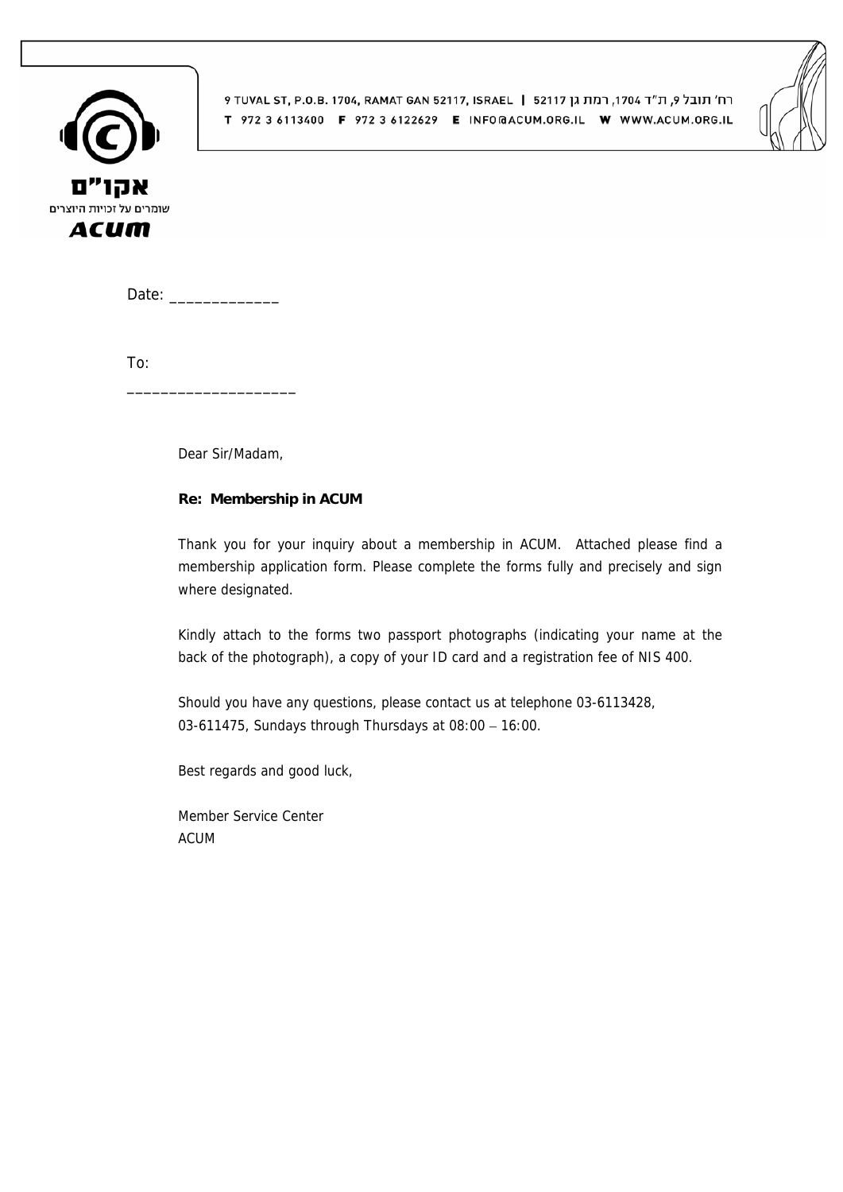אקו"ם
שומרים על זכויות היוצרים
ACUM

9 TUVAL ST, P.O.B. 1704, RAMAT GAN 52117, ISRAEL | רח' תובל 9, ת"ד 1704, רמת גן 52117
T 972 3 6113400 F 972 3 6122629 E INFO@ACUM.ORG.IL W WWW.ACUM.ORG.IL

Date: _____________

To:
____________________

Dear Sir/Madam,

**Re: Membership in ACUM**

Thank you for your inquiry about a membership in ACUM. Attached please find a membership application form. Please complete the forms fully and precisely and sign where designated.

Kindly attach to the forms two passport photographs (indicating your name at the back of the photograph), a copy of your ID card and a registration fee of NIS 400.

Should you have any questions, please contact us at telephone 03-6113428, 03-611475, Sundays through Thursdays at 08:00 – 16:00.

Best regards and good luck,

Member Service Center
ACUM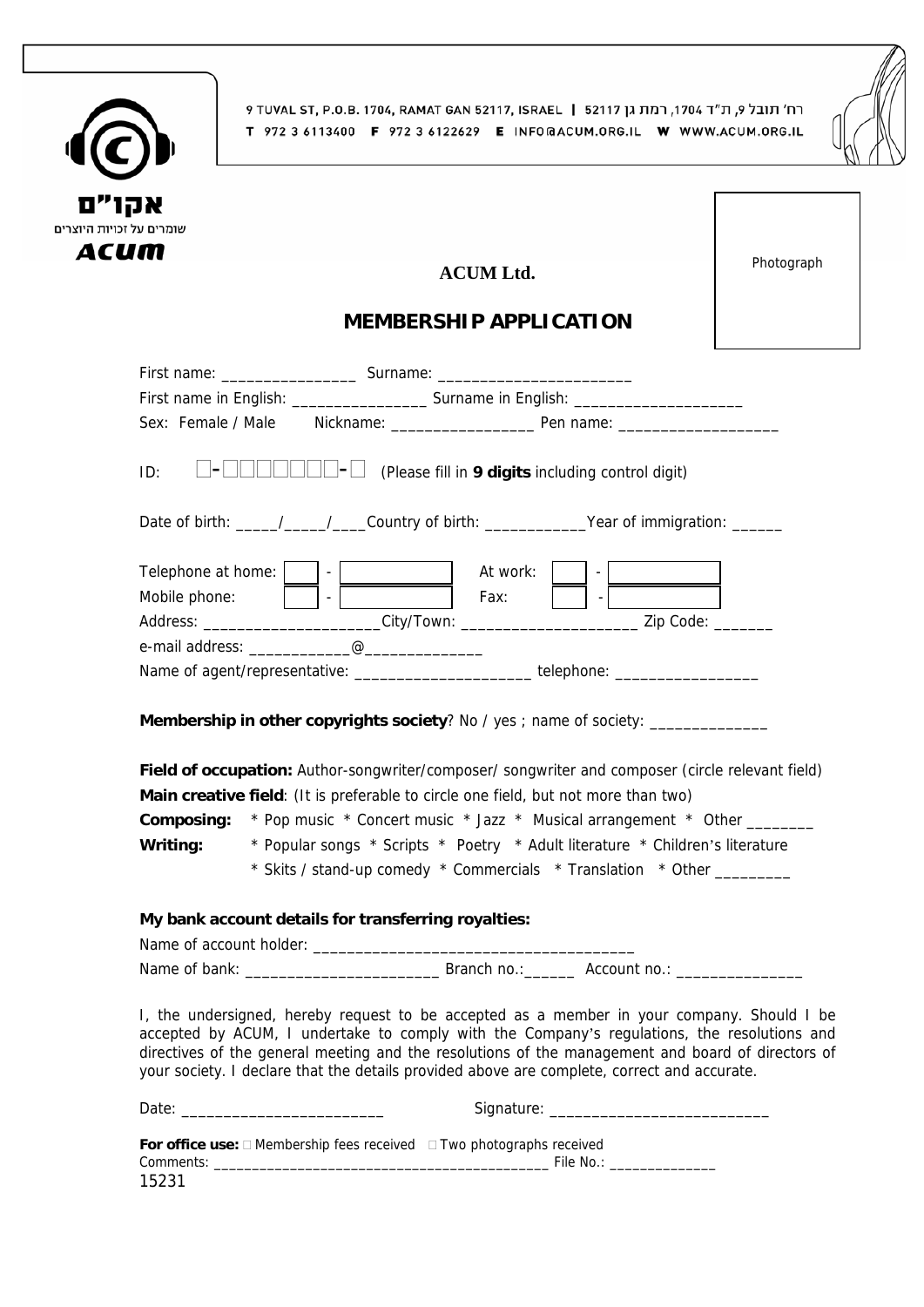רח' תובל 9, ת"ד 1704, רמת גן 52117 | 9 TUVAL ST, P.O.B. 1704, RAMAT GAN 52117, ISRAEL

T 972 3 6113400 F 972 3 6122629 E INFO@ACUM.ORG.IL W WWW.ACUM.ORG.IL

אקו"ם
שומרים על זכויות היוצרים
ACUM

Photograph

**ACUM Ltd.**

# MEMBERSHIP APPLICATION

First name: ________________ Surname: _______________________

First name in English: ________________ Surname in English: ____________________

Sex: Female / Male Nickname: _________________ Pen name: ___________________

ID: □-□□□□□□□-□ (Please fill in **9 digits** including control digit)

Date of birth: _____/_____/____Country of birth: ____________Year of immigration: ______

Telephone at home: [ ] - [ ] At work: [ ] - [ ]

Mobile phone: [ ] - [ ] Fax: [ ] - [ ]

Address: _____________________City/Town: _____________________ Zip Code: _______

e-mail address: ____________@______________

Name of agent/representative: _____________________ telephone: _________________

**Membership in other copyrights society**? No / yes ; name of society: ______________

**Field of occupation:** Author-songwriter/composer/ songwriter and composer (circle relevant field)

**Main creative field**: (It is preferable to circle one field, but not more than two)

**Composing:** * Pop music * Concert music * Jazz * Musical arrangement * Other ________

**Writing:** * Popular songs * Scripts * Poetry * Adult literature * Children's literature
* Skits / stand-up comedy * Commercials * Translation * Other _________

**My bank account details for transferring royalties:**

Name of account holder: ______________________________________

Name of bank: ______________________ Branch no.:______ Account no.: _______________

I, the undersigned, hereby request to be accepted as a member in your company. Should I be accepted by ACUM, I undertake to comply with the Company's regulations, the resolutions and directives of the general meeting and the resolutions of the management and board of directors of your society. I declare that the details provided above are complete, correct and accurate.

Date: ________________________ Signature: __________________________

**For office use:** □ Membership fees received □ Two photographs received

Comments: ____________________________________________ File No.: ______________

15231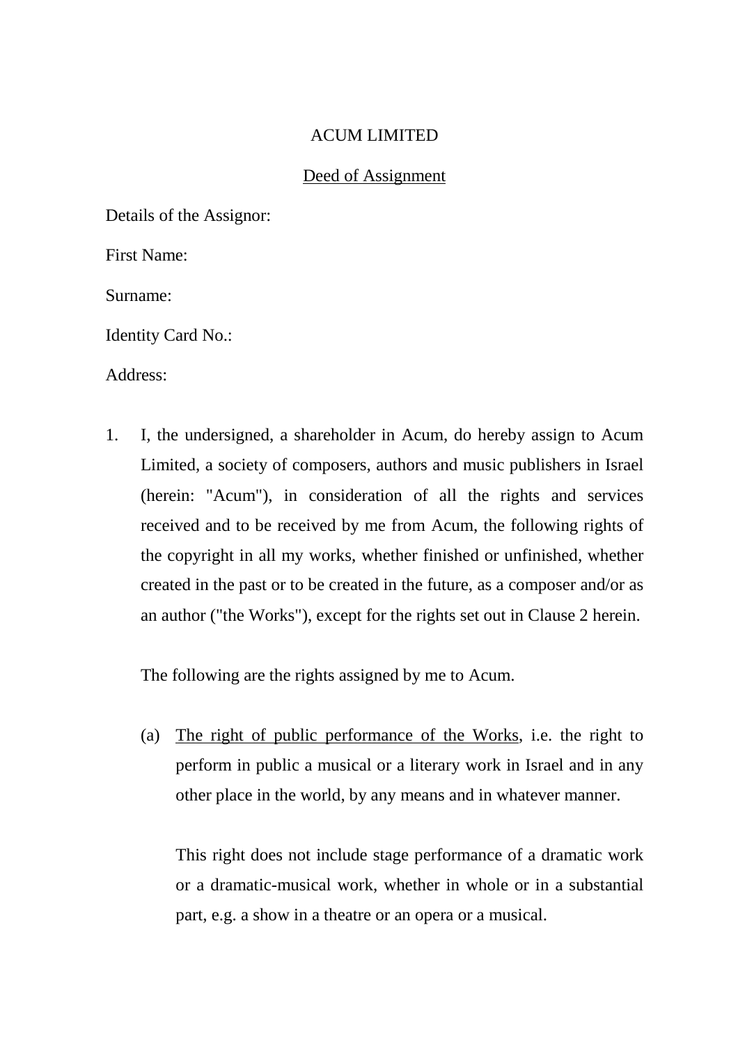ACUM LIMITED

<u>Deed of Assignment</u>

Details of the Assignor:

First Name:

Surname:

Identity Card No.:

Address:

1. I, the undersigned, a shareholder in Acum, do hereby assign to Acum Limited, a society of composers, authors and music publishers in Israel (herein: "Acum"), in consideration of all the rights and services received and to be received by me from Acum, the following rights of the copyright in all my works, whether finished or unfinished, whether created in the past or to be created in the future, as a composer and/or as an author ("the Works"), except for the rights set out in Clause 2 herein.

   The following are the rights assigned by me to Acum.

   (a) <u>The right of public performance of the Works</u>, i.e. the right to perform in public a musical or a literary work in Israel and in any other place in the world, by any means and in whatever manner.

       This right does not include stage performance of a dramatic work or a dramatic-musical work, whether in whole or in a substantial part, e.g. a show in a theatre or an opera or a musical.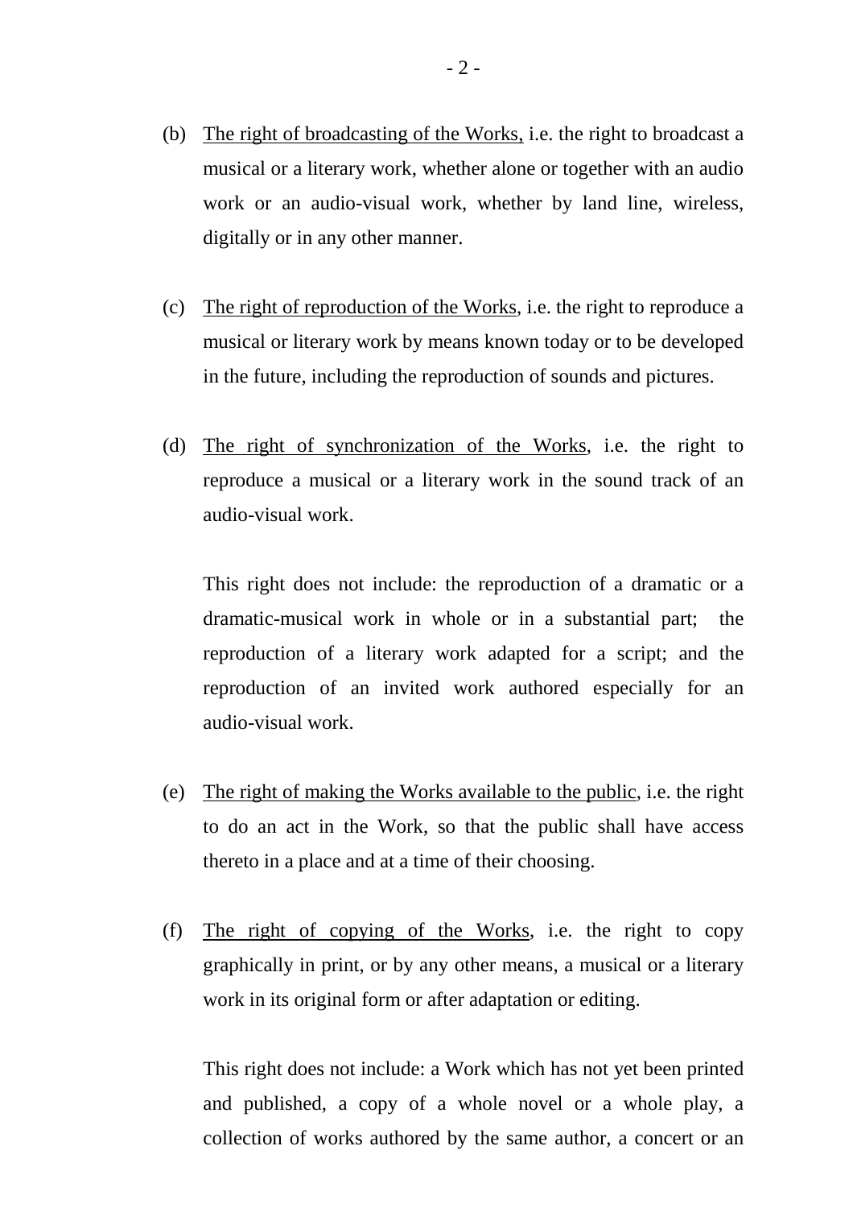(b) <u>The right of broadcasting of the Works,</u> i.e. the right to broadcast a musical or a literary work, whether alone or together with an audio work or an audio-visual work, whether by land line, wireless, digitally or in any other manner.

(c) <u>The right of reproduction of the Works</u>, i.e. the right to reproduce a musical or literary work by means known today or to be developed in the future, including the reproduction of sounds and pictures.

(d) <u>The right of synchronization of the Works</u>, i.e. the right to reproduce a musical or a literary work in the sound track of an audio-visual work.

This right does not include: the reproduction of a dramatic or a dramatic-musical work in whole or in a substantial part; the reproduction of a literary work adapted for a script; and the reproduction of an invited work authored especially for an audio-visual work.

(e) <u>The right of making the Works available to the public</u>, i.e. the right to do an act in the Work, so that the public shall have access thereto in a place and at a time of their choosing.

(f) <u>The right of copying of the Works</u>, i.e. the right to copy graphically in print, or by any other means, a musical or a literary work in its original form or after adaptation or editing.

This right does not include: a Work which has not yet been printed and published, a copy of a whole novel or a whole play, a collection of works authored by the same author, a concert or an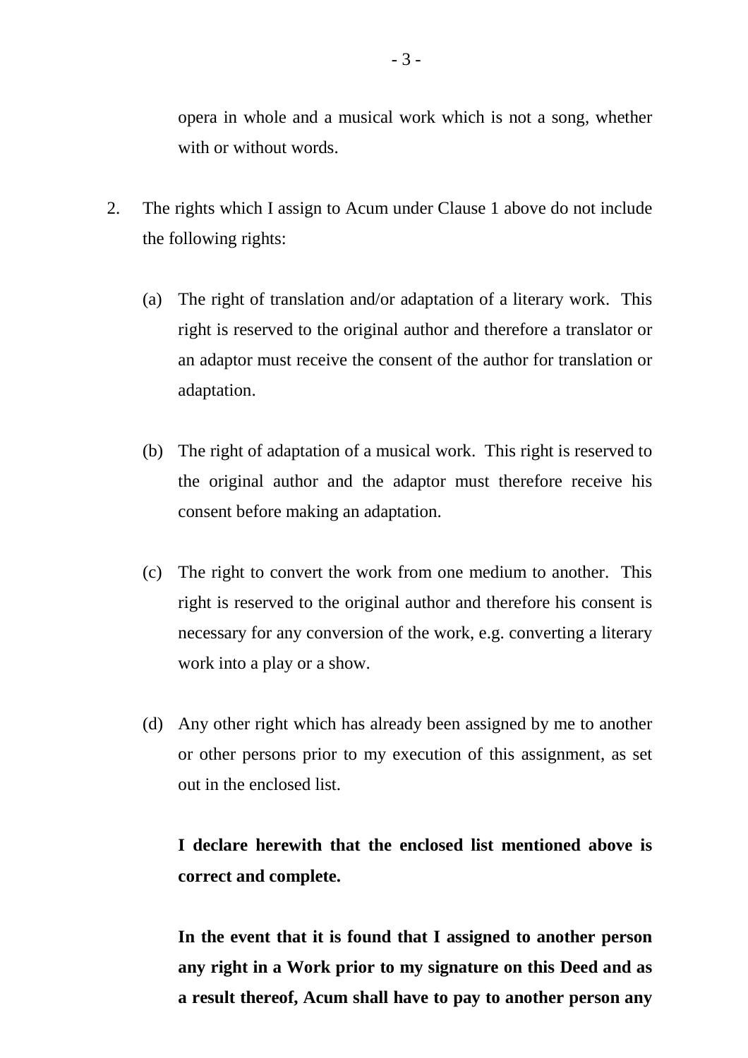opera in whole and a musical work which is not a song, whether with or without words.

2. The rights which I assign to Acum under Clause 1 above do not include the following rights:

   (a) The right of translation and/or adaptation of a literary work. This right is reserved to the original author and therefore a translator or an adaptor must receive the consent of the author for translation or adaptation.

   (b) The right of adaptation of a musical work. This right is reserved to the original author and the adaptor must therefore receive his consent before making an adaptation.

   (c) The right to convert the work from one medium to another. This right is reserved to the original author and therefore his consent is necessary for any conversion of the work, e.g. converting a literary work into a play or a show.

   (d) Any other right which has already been assigned by me to another or other persons prior to my execution of this assignment, as set out in the enclosed list.

   **I declare herewith that the enclosed list mentioned above is correct and complete.**

   **In the event that it is found that I assigned to another person any right in a Work prior to my signature on this Deed and as a result thereof, Acum shall have to pay to another person any**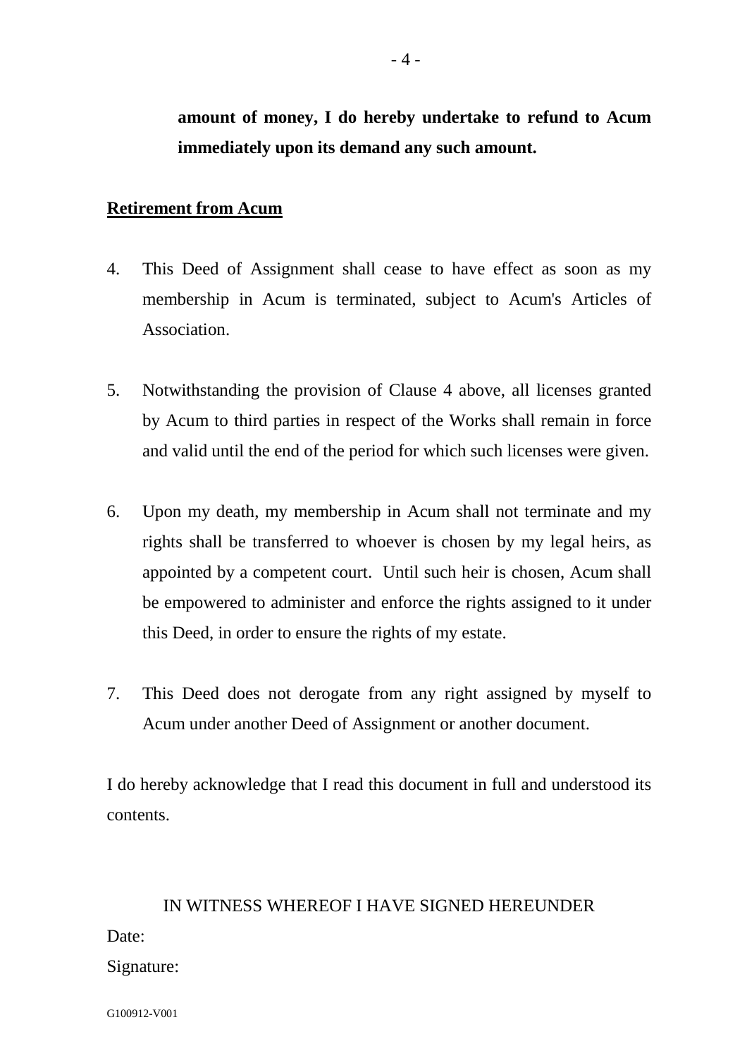**amount of money, I do hereby undertake to refund to Acum immediately upon its demand any such amount.**

## Retirement from Acum

4. This Deed of Assignment shall cease to have effect as soon as my membership in Acum is terminated, subject to Acum's Articles of Association.

5. Notwithstanding the provision of Clause 4 above, all licenses granted by Acum to third parties in respect of the Works shall remain in force and valid until the end of the period for which such licenses were given.

6. Upon my death, my membership in Acum shall not terminate and my rights shall be transferred to whoever is chosen by my legal heirs, as appointed by a competent court. Until such heir is chosen, Acum shall be empowered to administer and enforce the rights assigned to it under this Deed, in order to ensure the rights of my estate.

7. This Deed does not derogate from any right assigned by myself to Acum under another Deed of Assignment or another document.

I do hereby acknowledge that I read this document in full and understood its contents.

IN WITNESS WHEREOF I HAVE SIGNED HEREUNDER

Date:

Signature:

G100912-V001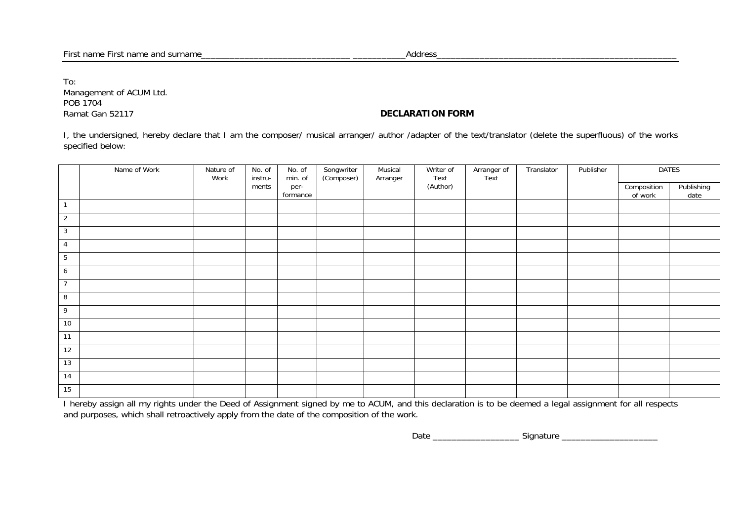First name First name and surname______________________________ ___________Address_______________________________________________

To:
Management of ACUM Ltd.
POB 1704
Ramat Gan 52117

**DECLARATION FORM**

I, the undersigned, hereby declare that I am the composer/ musical arranger/ author /adapter of the text/translator (delete the superfluous) of the works specified below:

| | Name of Work | Nature of Work | No. of instru-ments | No. of min. of per-formance | Songwriter (Composer) | Musical Arranger | Writer of Text (Author) | Arranger of Text | Translator | Publisher | DATES | |
|---|---|---|---|---|---|---|---|---|---|---|---|---|
| | | | | | | | | | | | Composition of work | Publishing date |
| 1 | | | | | | | | | | | | |
| 2 | | | | | | | | | | | | |
| 3 | | | | | | | | | | | | |
| 4 | | | | | | | | | | | | |
| 5 | | | | | | | | | | | | |
| 6 | | | | | | | | | | | | |
| 7 | | | | | | | | | | | | |
| 8 | | | | | | | | | | | | |
| 9 | | | | | | | | | | | | |
| 10 | | | | | | | | | | | | |
| 11 | | | | | | | | | | | | |
| 12 | | | | | | | | | | | | |
| 13 | | | | | | | | | | | | |
| 14 | | | | | | | | | | | | |
| 15 | | | | | | | | | | | | |

I hereby assign all my rights under the Deed of Assignment signed by me to ACUM, and this declaration is to be deemed a legal assignment for all respects and purposes, which shall retroactively apply from the date of the composition of the work.

Date __________________ Signature ____________________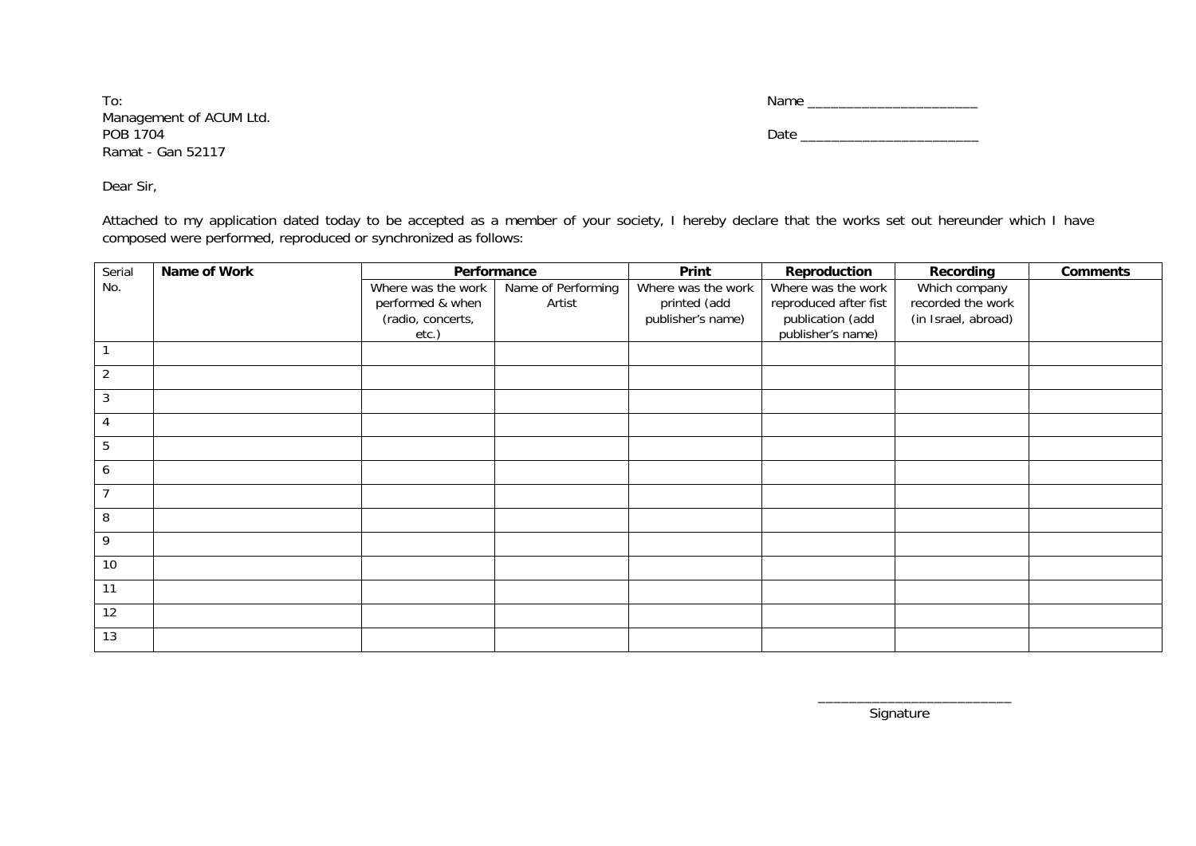To:
Management of ACUM Ltd.
POB 1704
Ramat - Gan 52117

Name ______________________

Date _______________________

Dear Sir,

Attached to my application dated today to be accepted as a member of your society, I hereby declare that the works set out hereunder which I have composed were performed, reproduced or synchronized as follows:

| Serial No. | **Name of Work** | **Performance** | | **Print** | **Reproduction** | **Recording** | **Comments** |
|---|---|---|---|---|---|---|---|
| | | Where was the work performed & when (radio, concerts, etc.) | Name of Performing Artist | Where was the work printed (add publisher's name) | Where was the work reproduced after fist publication (add publisher's name) | Which company recorded the work (in Israel, abroad) | |
| 1 | | | | | | | |
| 2 | | | | | | | |
| 3 | | | | | | | |
| 4 | | | | | | | |
| 5 | | | | | | | |
| 6 | | | | | | | |
| 7 | | | | | | | |
| 8 | | | | | | | |
| 9 | | | | | | | |
| 10 | | | | | | | |
| 11 | | | | | | | |
| 12 | | | | | | | |
| 13 | | | | | | | |

________________________
Signature